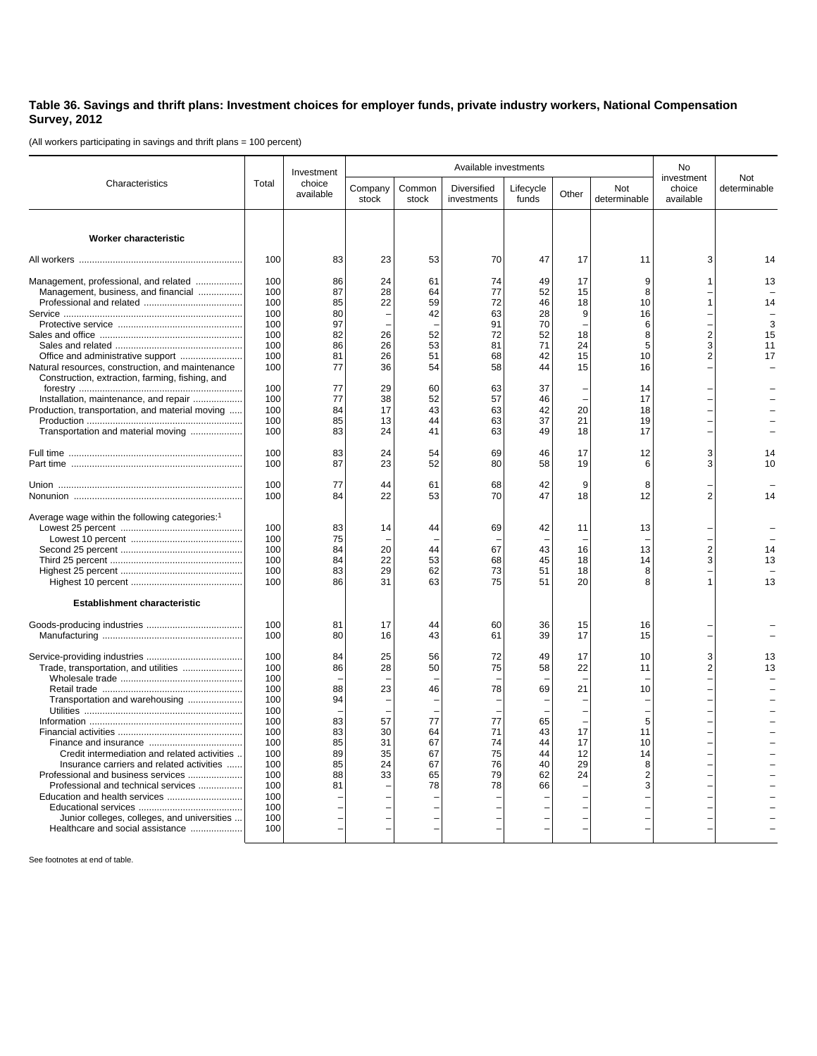**Table 36. Savings and thrift plans: Investment choices for employer funds, private industry workers, National Compensation Survey, 2012**

(All workers participating in savings and thrift plans = 100 percent)

| Characteristics | Total | Investment choice available | Available investments | | | | | | No investment choice available | Not determinable |
|---|---|---|---|---|---|---|---|---|---|---|
| | | | Company stock | Common stock | Diversified investments | Lifecycle funds | Other | Not determinable | | |
| **Worker characteristic** | | | | | | | | | | |
| All workers | 100 | 83 | 23 | 53 | 70 | 47 | 17 | 11 | 3 | 14 |
| Management, professional, and related | 100 | 86 | 24 | 61 | 74 | 49 | 17 | 9 | 1 | 13 |
| Management, business, and financial | 100 | 87 | 28 | 64 | 77 | 52 | 15 | 8 | – | – |
| Professional and related | 100 | 85 | 22 | 59 | 72 | 46 | 18 | 10 | 1 | 14 |
| Service | 100 | 80 | – | 42 | 63 | 28 | 9 | 16 | – | – |
| Protective service | 100 | 97 | – | – | 91 | 70 | – | 6 | – | 3 |
| Sales and office | 100 | 82 | 26 | 52 | 72 | 52 | 18 | 8 | 2 | 15 |
| Sales and related | 100 | 86 | 26 | 53 | 81 | 71 | 24 | 5 | 3 | 11 |
| Office and administrative support | 100 | 81 | 26 | 51 | 68 | 42 | 15 | 10 | 2 | 17 |
| Natural resources, construction, and maintenance | 100 | 77 | 36 | 54 | 58 | 44 | 15 | 16 | – | – |
| Construction, extraction, farming, fishing, and forestry | 100 | 77 | 29 | 60 | 63 | 37 | – | 14 | – | – |
| Installation, maintenance, and repair | 100 | 77 | 38 | 52 | 57 | 46 | – | 17 | – | – |
| Production, transportation, and material moving | 100 | 84 | 17 | 43 | 63 | 42 | 20 | 18 | – | – |
| Production | 100 | 85 | 13 | 44 | 63 | 37 | 21 | 19 | – | – |
| Transportation and material moving | 100 | 83 | 24 | 41 | 63 | 49 | 18 | 17 | – | – |
| Full time | 100 | 83 | 24 | 54 | 69 | 46 | 17 | 12 | 3 | 14 |
| Part time | 100 | 87 | 23 | 52 | 80 | 58 | 19 | 6 | 3 | 10 |
| Union | 100 | 77 | 44 | 61 | 68 | 42 | 9 | 8 | – | – |
| Nonunion | 100 | 84 | 22 | 53 | 70 | 47 | 18 | 12 | 2 | 14 |
| Average wage within the following categories:[1] | | | | | | | | | | |
| Lowest 25 percent | 100 | 83 | 14 | 44 | 69 | 42 | 11 | 13 | – | – |
| Lowest 10 percent | 100 | 75 | – | – | – | – | – | – | – | – |
| Second 25 percent | 100 | 84 | 20 | 44 | 67 | 43 | 16 | 13 | 2 | 14 |
| Third 25 percent | 100 | 84 | 22 | 53 | 68 | 45 | 18 | 14 | 3 | 13 |
| Highest 25 percent | 100 | 83 | 29 | 62 | 73 | 51 | 18 | 8 | – | – |
| Highest 10 percent | 100 | 86 | 31 | 63 | 75 | 51 | 20 | 8 | 1 | 13 |
| **Establishment characteristic** | | | | | | | | | | |
| Goods-producing industries | 100 | 81 | 17 | 44 | 60 | 36 | 15 | 16 | – | – |
| Manufacturing | 100 | 80 | 16 | 43 | 61 | 39 | 17 | 15 | – | – |
| Service-providing industries | 100 | 84 | 25 | 56 | 72 | 49 | 17 | 10 | 3 | 13 |
| Trade, transportation, and utilities | 100 | 86 | 28 | 50 | 75 | 58 | 22 | 11 | 2 | 13 |
| Wholesale trade | 100 | – | – | – | – | – | – | – | – | – |
| Retail trade | 100 | 88 | 23 | 46 | 78 | 69 | 21 | 10 | – | – |
| Transportation and warehousing | 100 | 94 | – | – | – | – | – | – | – | – |
| Utilities | 100 | – | – | – | – | – | – | – | – | – |
| Information | 100 | 83 | 57 | 77 | 77 | 65 | – | 5 | – | – |
| Financial activities | 100 | 83 | 30 | 64 | 71 | 43 | 17 | 11 | – | – |
| Finance and insurance | 100 | 85 | 31 | 67 | 74 | 44 | 17 | 10 | – | – |
| Credit intermediation and related activities | 100 | 89 | 35 | 67 | 75 | 44 | 12 | 14 | – | – |
| Insurance carriers and related activities | 100 | 85 | 24 | 67 | 76 | 40 | 29 | 8 | – | – |
| Professional and business services | 100 | 88 | 33 | 65 | 79 | 62 | 24 | 2 | – | – |
| Professional and technical services | 100 | 81 | – | 78 | 78 | 66 | – | 3 | – | – |
| Education and health services | 100 | – | – | – | – | – | – | – | – | – |
| Educational services | 100 | – | – | – | – | – | – | – | – | – |
| Junior colleges, colleges, and universities | 100 | – | – | – | – | – | – | – | – | – |
| Healthcare and social assistance | 100 | – | – | – | – | – | – | – | – | – |

See footnotes at end of table.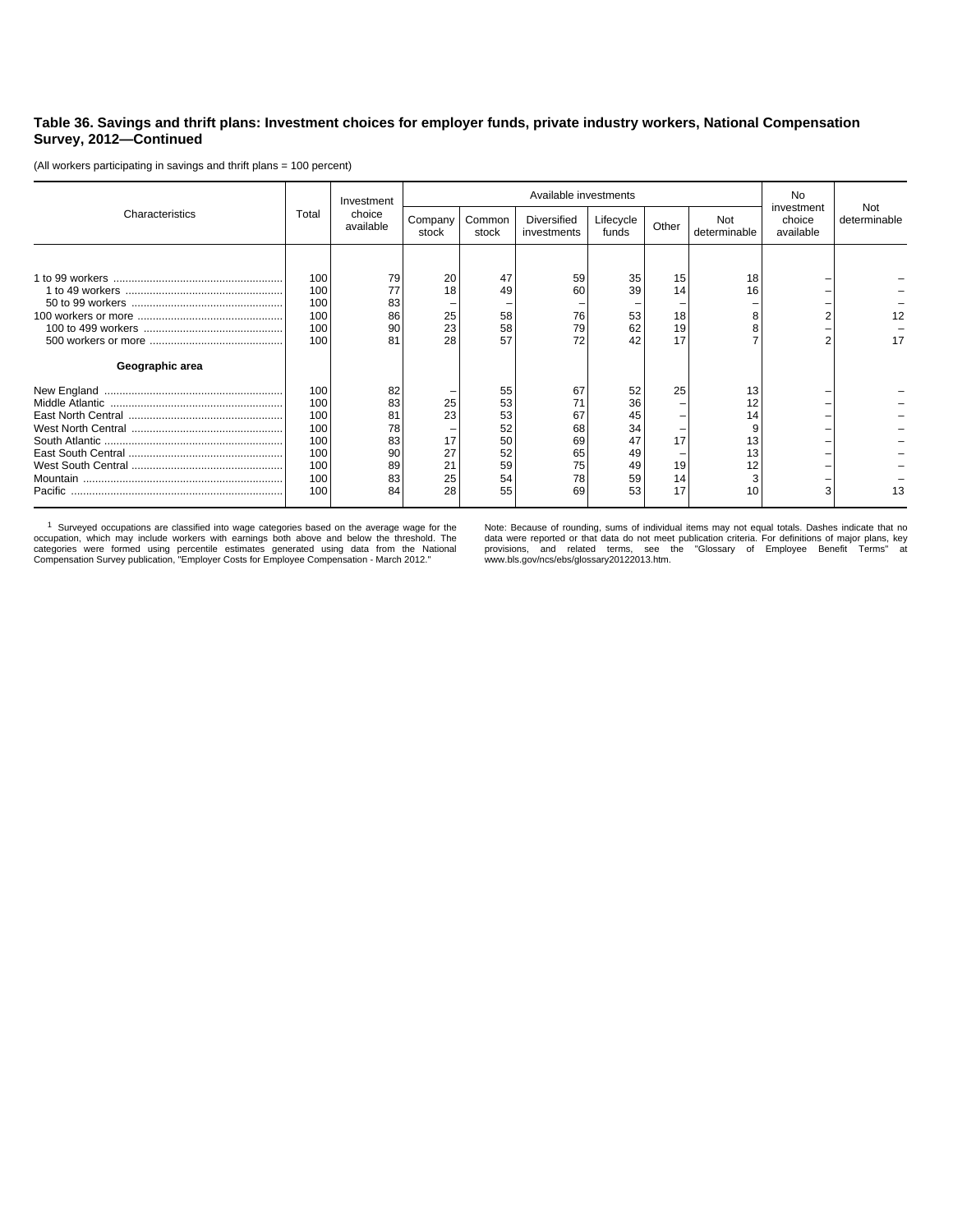**Table 36. Savings and thrift plans: Investment choices for employer funds, private industry workers, National Compensation Survey, 2012—Continued**

(All workers participating in savings and thrift plans = 100 percent)

| Characteristics | Total | Investment choice available | Available investments | | | | | | No investment choice available | Not determinable |
|---|---|---|---|---|---|---|---|---|---|---|
| | | | Company stock | Common stock | Diversified investments | Lifecycle funds | Other | Not determinable | | |
| 1 to 99 workers | 100 | 79 | 20 | 47 | 59 | 35 | 15 | 18 | – | – |
| 1 to 49 workers | 100 | 77 | 18 | 49 | 60 | 39 | 14 | 16 | – | – |
| 50 to 99 workers | 100 | 83 | – | – | – | – | – | – | – | – |
| 100 workers or more | 100 | 86 | 25 | 58 | 76 | 53 | 18 | 8 | 2 | 12 |
| 100 to 499 workers | 100 | 90 | 23 | 58 | 79 | 62 | 19 | 8 | – | – |
| 500 workers or more | 100 | 81 | 28 | 57 | 72 | 42 | 17 | 7 | 2 | 17 |
| **Geographic area** | | | | | | | | | | |
| New England | 100 | 82 | – | 55 | 67 | 52 | 25 | 13 | – | – |
| Middle Atlantic | 100 | 83 | 25 | 53 | 71 | 36 | – | 12 | – | – |
| East North Central | 100 | 81 | 23 | 53 | 67 | 45 | – | 14 | – | – |
| West North Central | 100 | 78 | – | 52 | 68 | 34 | – | 9 | – | – |
| South Atlantic | 100 | 83 | 17 | 50 | 69 | 47 | 17 | 13 | – | – |
| East South Central | 100 | 90 | 27 | 52 | 65 | 49 | – | 13 | – | – |
| West South Central | 100 | 89 | 21 | 59 | 75 | 49 | 19 | 12 | – | – |
| Mountain | 100 | 83 | 25 | 54 | 78 | 59 | 14 | 3 | – | – |
| Pacific | 100 | 84 | 28 | 55 | 69 | 53 | 17 | 10 | 3 | 13 |

[1] Surveyed occupations are classified into wage categories based on the average wage for the occupation, which may include workers with earnings both above and below the threshold. The categories were formed using percentile estimates generated using data from the National Compensation Survey publication, "Employer Costs for Employee Compensation - March 2012."

Note: Because of rounding, sums of individual items may not equal totals. Dashes indicate that no data were reported or that data do not meet publication criteria. For definitions of major plans, key provisions, and related terms, see the "Glossary of Employee Benefit Terms" at www.bls.gov/ncs/ebs/glossary20122013.htm.